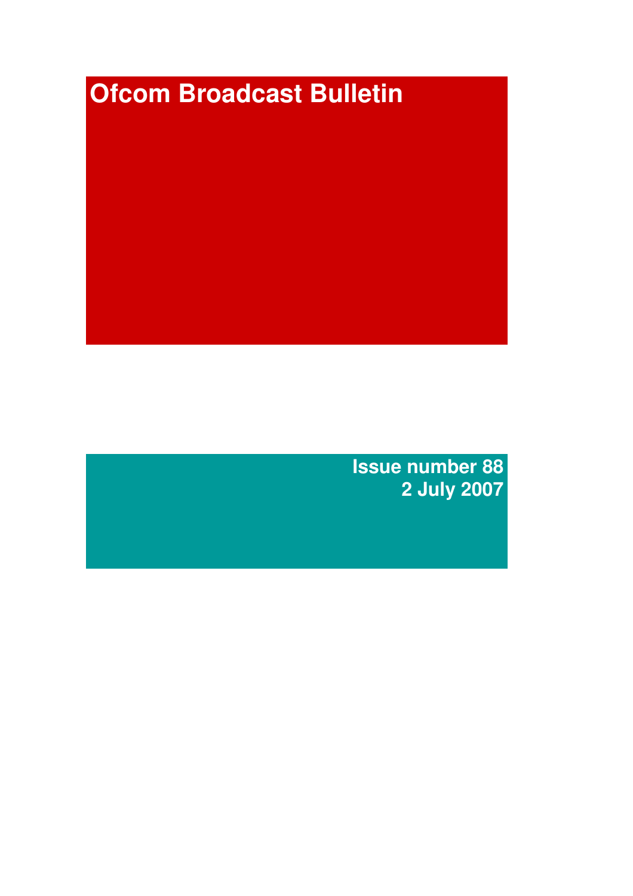# Ofcom Broadcast Bulletin

**Issue number 88**
**2 July 2007**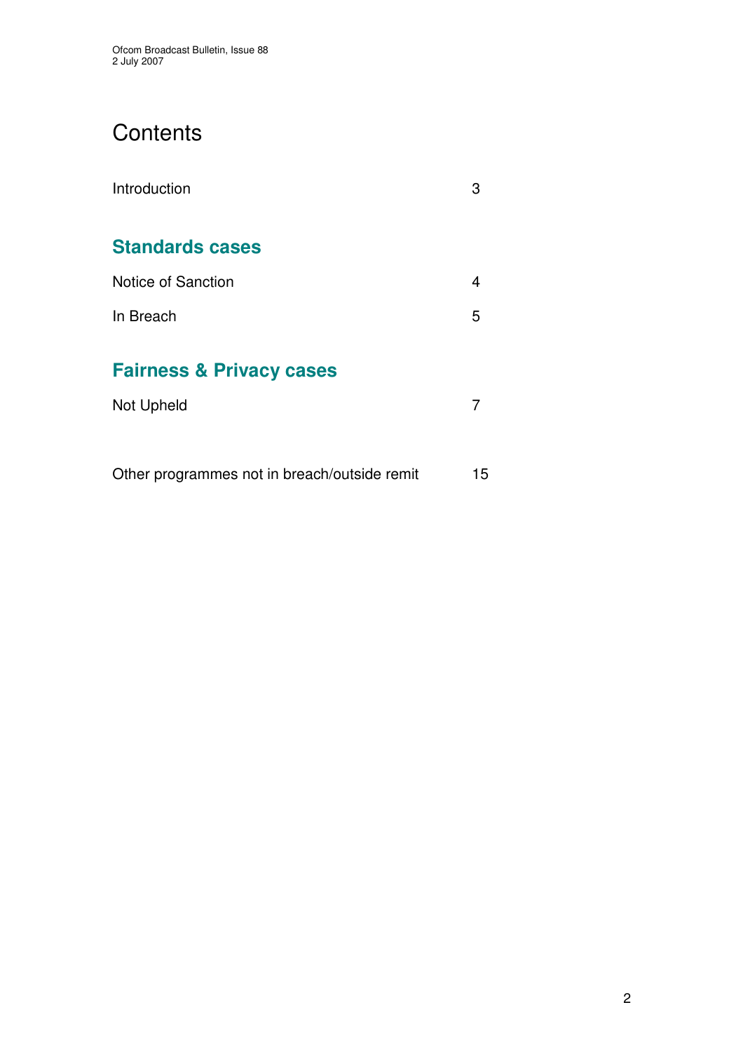# Contents

Introduction 3

## Standards cases

Notice of Sanction 4

In Breach 5

## Fairness & Privacy cases

Not Upheld 7

Other programmes not in breach/outside remit 15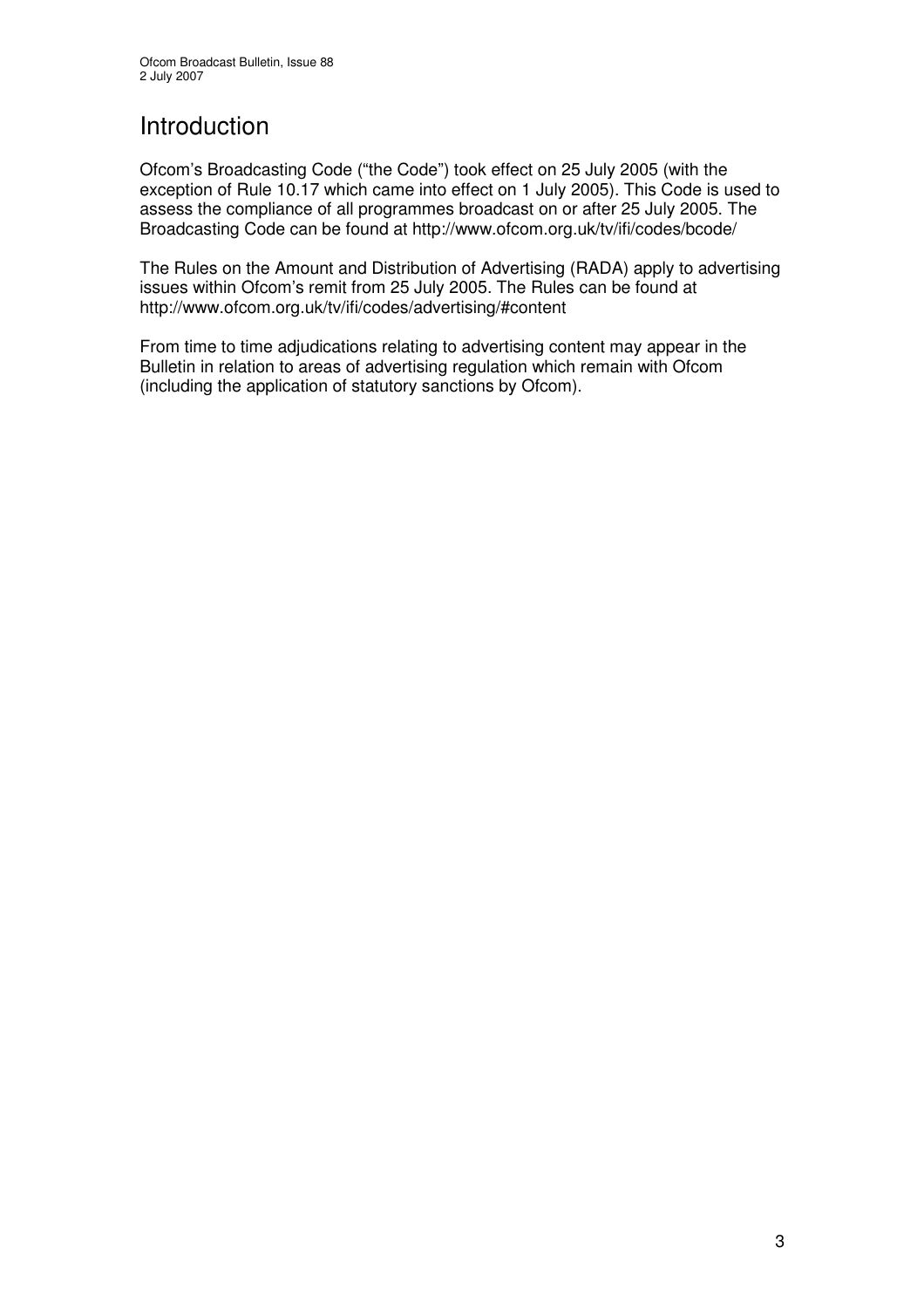# Introduction

Ofcom's Broadcasting Code ("the Code") took effect on 25 July 2005 (with the exception of Rule 10.17 which came into effect on 1 July 2005). This Code is used to assess the compliance of all programmes broadcast on or after 25 July 2005. The Broadcasting Code can be found at http://www.ofcom.org.uk/tv/ifi/codes/bcode/

The Rules on the Amount and Distribution of Advertising (RADA) apply to advertising issues within Ofcom's remit from 25 July 2005. The Rules can be found at http://www.ofcom.org.uk/tv/ifi/codes/advertising/#content

From time to time adjudications relating to advertising content may appear in the Bulletin in relation to areas of advertising regulation which remain with Ofcom (including the application of statutory sanctions by Ofcom).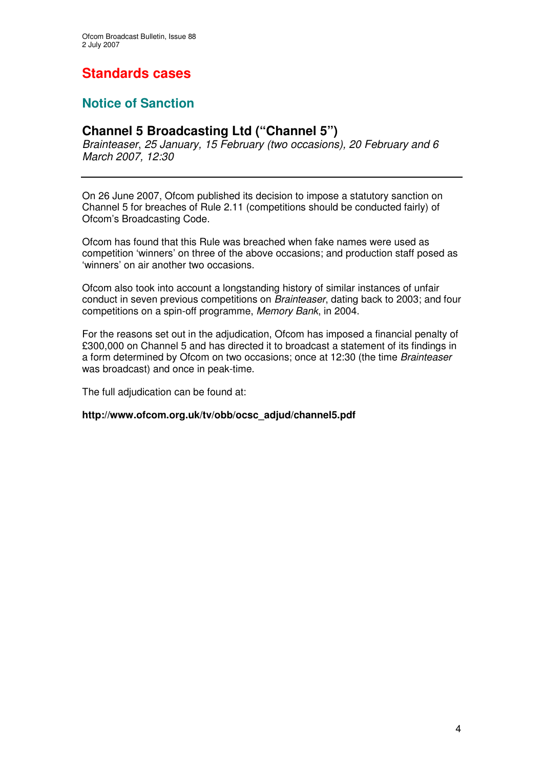# Standards cases

## Notice of Sanction

### Channel 5 Broadcasting Ltd ("Channel 5")

*Brainteaser*, *25 January, 15 February (two occasions), 20 February and 6 March 2007, 12:30*

---

On 26 June 2007, Ofcom published its decision to impose a statutory sanction on Channel 5 for breaches of Rule 2.11 (competitions should be conducted fairly) of Ofcom's Broadcasting Code.

Ofcom has found that this Rule was breached when fake names were used as competition 'winners' on three of the above occasions; and production staff posed as 'winners' on air another two occasions.

Ofcom also took into account a longstanding history of similar instances of unfair conduct in seven previous competitions on *Brainteaser*, dating back to 2003; and four competitions on a spin-off programme, *Memory Bank*, in 2004.

For the reasons set out in the adjudication, Ofcom has imposed a financial penalty of £300,000 on Channel 5 and has directed it to broadcast a statement of its findings in a form determined by Ofcom on two occasions; once at 12:30 (the time *Brainteaser* was broadcast) and once in peak-time.

The full adjudication can be found at:

**http://www.ofcom.org.uk/tv/obb/ocsc_adjud/channel5.pdf**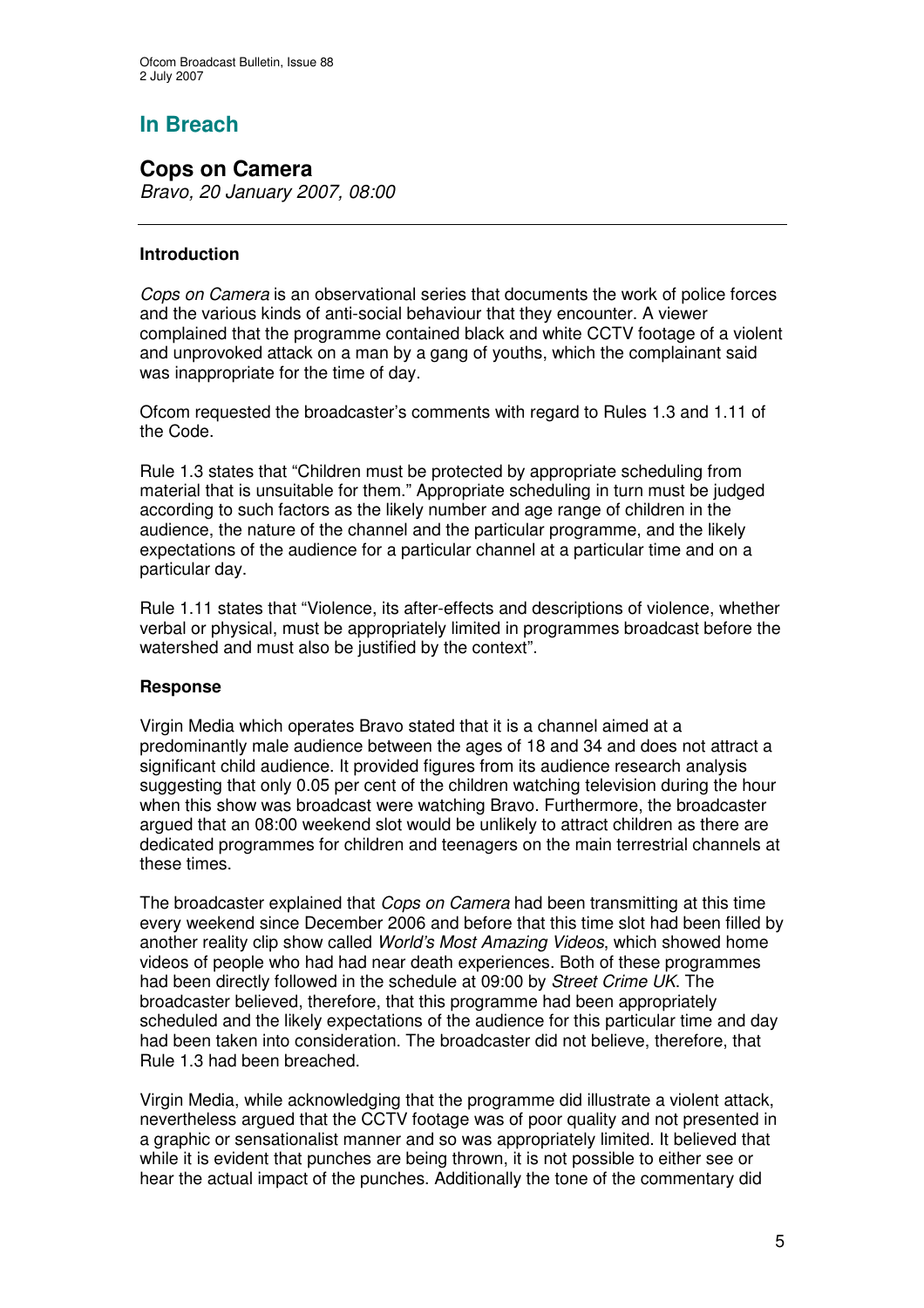## In Breach

### Cops on Camera

*Bravo, 20 January 2007, 08:00*

---

#### Introduction

*Cops on Camera* is an observational series that documents the work of police forces and the various kinds of anti-social behaviour that they encounter. A viewer complained that the programme contained black and white CCTV footage of a violent and unprovoked attack on a man by a gang of youths, which the complainant said was inappropriate for the time of day.

Ofcom requested the broadcaster's comments with regard to Rules 1.3 and 1.11 of the Code.

Rule 1.3 states that "Children must be protected by appropriate scheduling from material that is unsuitable for them." Appropriate scheduling in turn must be judged according to such factors as the likely number and age range of children in the audience, the nature of the channel and the particular programme, and the likely expectations of the audience for a particular channel at a particular time and on a particular day.

Rule 1.11 states that "Violence, its after-effects and descriptions of violence, whether verbal or physical, must be appropriately limited in programmes broadcast before the watershed and must also be justified by the context".

#### Response

Virgin Media which operates Bravo stated that it is a channel aimed at a predominantly male audience between the ages of 18 and 34 and does not attract a significant child audience. It provided figures from its audience research analysis suggesting that only 0.05 per cent of the children watching television during the hour when this show was broadcast were watching Bravo. Furthermore, the broadcaster argued that an 08:00 weekend slot would be unlikely to attract children as there are dedicated programmes for children and teenagers on the main terrestrial channels at these times.

The broadcaster explained that *Cops on Camera* had been transmitting at this time every weekend since December 2006 and before that this time slot had been filled by another reality clip show called *World's Most Amazing Videos*, which showed home videos of people who had had near death experiences. Both of these programmes had been directly followed in the schedule at 09:00 by *Street Crime UK*. The broadcaster believed, therefore, that this programme had been appropriately scheduled and the likely expectations of the audience for this particular time and day had been taken into consideration. The broadcaster did not believe, therefore, that Rule 1.3 had been breached.

Virgin Media, while acknowledging that the programme did illustrate a violent attack, nevertheless argued that the CCTV footage was of poor quality and not presented in a graphic or sensationalist manner and so was appropriately limited. It believed that while it is evident that punches are being thrown, it is not possible to either see or hear the actual impact of the punches. Additionally the tone of the commentary did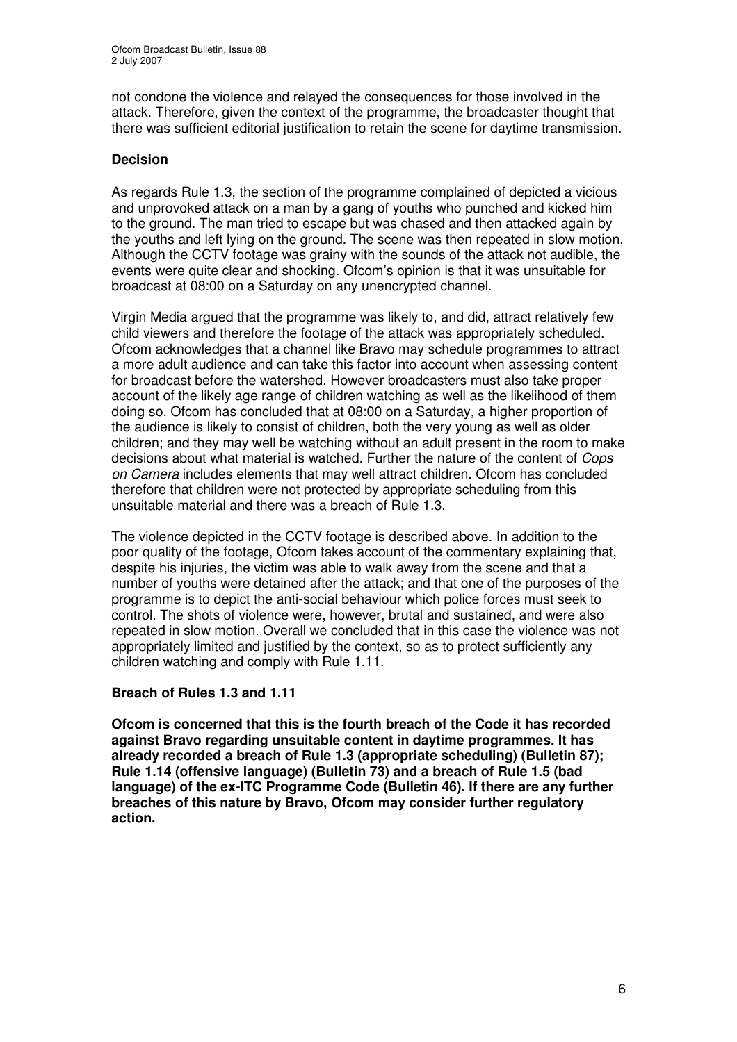not condone the violence and relayed the consequences for those involved in the attack. Therefore, given the context of the programme, the broadcaster thought that there was sufficient editorial justification to retain the scene for daytime transmission.

### Decision

As regards Rule 1.3, the section of the programme complained of depicted a vicious and unprovoked attack on a man by a gang of youths who punched and kicked him to the ground. The man tried to escape but was chased and then attacked again by the youths and left lying on the ground. The scene was then repeated in slow motion. Although the CCTV footage was grainy with the sounds of the attack not audible, the events were quite clear and shocking. Ofcom's opinion is that it was unsuitable for broadcast at 08:00 on a Saturday on any unencrypted channel.

Virgin Media argued that the programme was likely to, and did, attract relatively few child viewers and therefore the footage of the attack was appropriately scheduled. Ofcom acknowledges that a channel like Bravo may schedule programmes to attract a more adult audience and can take this factor into account when assessing content for broadcast before the watershed. However broadcasters must also take proper account of the likely age range of children watching as well as the likelihood of them doing so. Ofcom has concluded that at 08:00 on a Saturday, a higher proportion of the audience is likely to consist of children, both the very young as well as older children; and they may well be watching without an adult present in the room to make decisions about what material is watched. Further the nature of the content of *Cops on Camera* includes elements that may well attract children. Ofcom has concluded therefore that children were not protected by appropriate scheduling from this unsuitable material and there was a breach of Rule 1.3.

The violence depicted in the CCTV footage is described above. In addition to the poor quality of the footage, Ofcom takes account of the commentary explaining that, despite his injuries, the victim was able to walk away from the scene and that a number of youths were detained after the attack; and that one of the purposes of the programme is to depict the anti-social behaviour which police forces must seek to control. The shots of violence were, however, brutal and sustained, and were also repeated in slow motion. Overall we concluded that in this case the violence was not appropriately limited and justified by the context, so as to protect sufficiently any children watching and comply with Rule 1.11.

### Breach of Rules 1.3 and 1.11

**Ofcom is concerned that this is the fourth breach of the Code it has recorded against Bravo regarding unsuitable content in daytime programmes. It has already recorded a breach of Rule 1.3 (appropriate scheduling) (Bulletin 87); Rule 1.14 (offensive language) (Bulletin 73) and a breach of Rule 1.5 (bad language) of the ex-ITC Programme Code (Bulletin 46). If there are any further breaches of this nature by Bravo, Ofcom may consider further regulatory action.**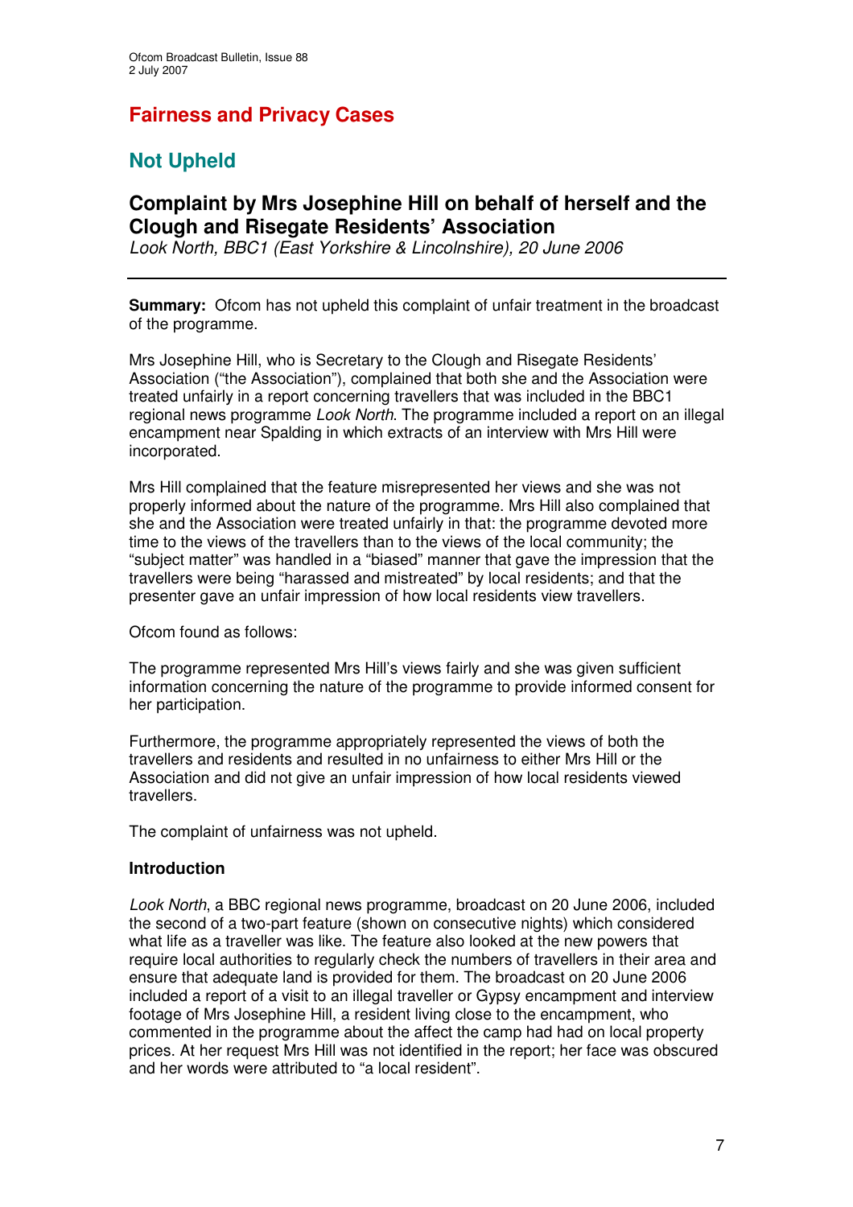# Fairness and Privacy Cases

## Not Upheld

### Complaint by Mrs Josephine Hill on behalf of herself and the Clough and Risegate Residents' Association

*Look North, BBC1 (East Yorkshire & Lincolnshire), 20 June 2006*

---

**Summary:** Ofcom has not upheld this complaint of unfair treatment in the broadcast of the programme.

Mrs Josephine Hill, who is Secretary to the Clough and Risegate Residents' Association ("the Association"), complained that both she and the Association were treated unfairly in a report concerning travellers that was included in the BBC1 regional news programme *Look North*. The programme included a report on an illegal encampment near Spalding in which extracts of an interview with Mrs Hill were incorporated.

Mrs Hill complained that the feature misrepresented her views and she was not properly informed about the nature of the programme. Mrs Hill also complained that she and the Association were treated unfairly in that: the programme devoted more time to the views of the travellers than to the views of the local community; the "subject matter" was handled in a "biased" manner that gave the impression that the travellers were being "harassed and mistreated" by local residents; and that the presenter gave an unfair impression of how local residents view travellers.

Ofcom found as follows:

The programme represented Mrs Hill's views fairly and she was given sufficient information concerning the nature of the programme to provide informed consent for her participation.

Furthermore, the programme appropriately represented the views of both the travellers and residents and resulted in no unfairness to either Mrs Hill or the Association and did not give an unfair impression of how local residents viewed travellers.

The complaint of unfairness was not upheld.

#### Introduction

*Look North*, a BBC regional news programme, broadcast on 20 June 2006, included the second of a two-part feature (shown on consecutive nights) which considered what life as a traveller was like. The feature also looked at the new powers that require local authorities to regularly check the numbers of travellers in their area and ensure that adequate land is provided for them. The broadcast on 20 June 2006 included a report of a visit to an illegal traveller or Gypsy encampment and interview footage of Mrs Josephine Hill, a resident living close to the encampment, who commented in the programme about the affect the camp had had on local property prices. At her request Mrs Hill was not identified in the report; her face was obscured and her words were attributed to "a local resident".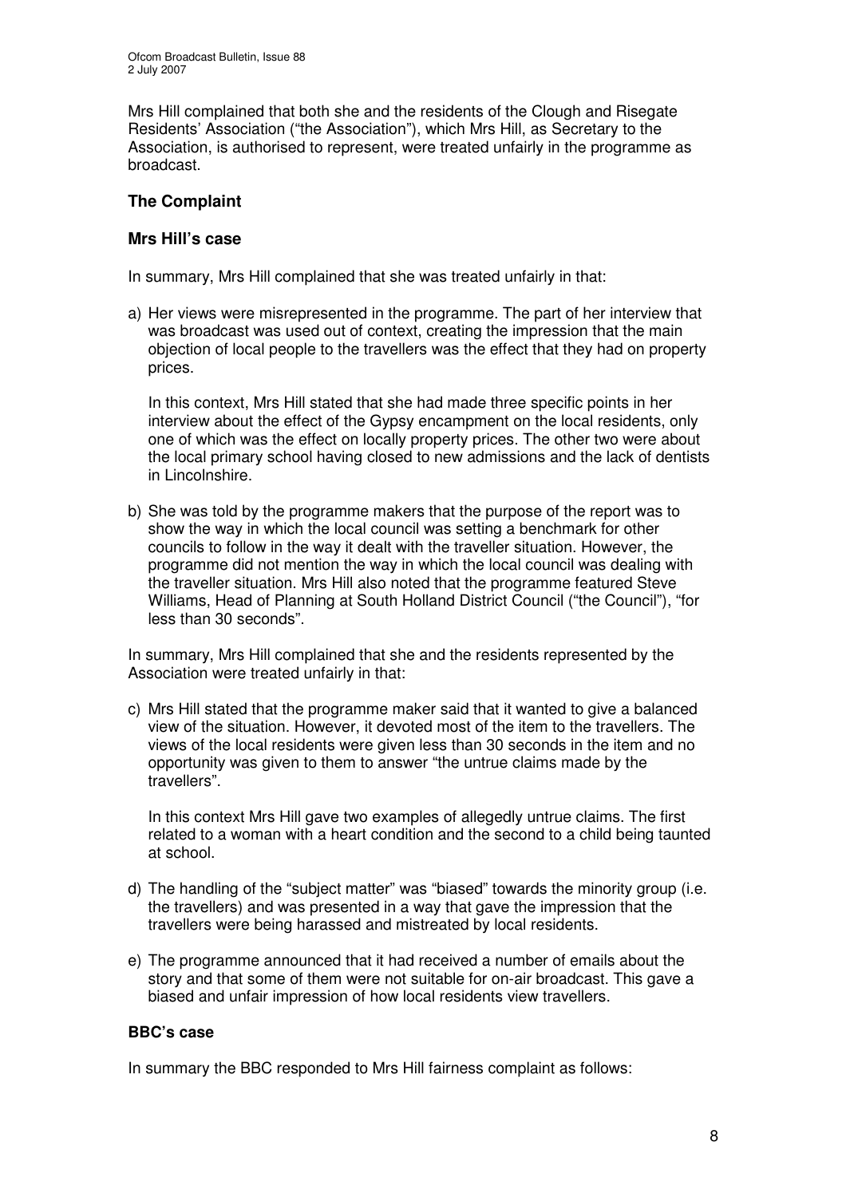Mrs Hill complained that both she and the residents of the Clough and Risegate Residents' Association ("the Association"), which Mrs Hill, as Secretary to the Association, is authorised to represent, were treated unfairly in the programme as broadcast.

## The Complaint

### Mrs Hill's case

In summary, Mrs Hill complained that she was treated unfairly in that:

a) Her views were misrepresented in the programme. The part of her interview that was broadcast was used out of context, creating the impression that the main objection of local people to the travellers was the effect that they had on property prices.

   In this context, Mrs Hill stated that she had made three specific points in her interview about the effect of the Gypsy encampment on the local residents, only one of which was the effect on locally property prices. The other two were about the local primary school having closed to new admissions and the lack of dentists in Lincolnshire.

b) She was told by the programme makers that the purpose of the report was to show the way in which the local council was setting a benchmark for other councils to follow in the way it dealt with the traveller situation. However, the programme did not mention the way in which the local council was dealing with the traveller situation. Mrs Hill also noted that the programme featured Steve Williams, Head of Planning at South Holland District Council ("the Council"), "for less than 30 seconds".

In summary, Mrs Hill complained that she and the residents represented by the Association were treated unfairly in that:

c) Mrs Hill stated that the programme maker said that it wanted to give a balanced view of the situation. However, it devoted most of the item to the travellers. The views of the local residents were given less than 30 seconds in the item and no opportunity was given to them to answer "the untrue claims made by the travellers".

   In this context Mrs Hill gave two examples of allegedly untrue claims. The first related to a woman with a heart condition and the second to a child being taunted at school.

d) The handling of the "subject matter" was "biased" towards the minority group (i.e. the travellers) and was presented in a way that gave the impression that the travellers were being harassed and mistreated by local residents.

e) The programme announced that it had received a number of emails about the story and that some of them were not suitable for on-air broadcast. This gave a biased and unfair impression of how local residents view travellers.

### BBC's case

In summary the BBC responded to Mrs Hill fairness complaint as follows: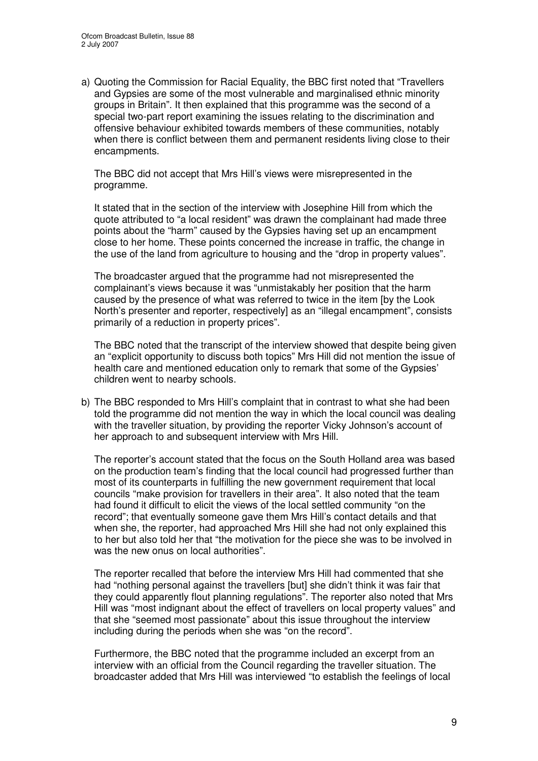a) Quoting the Commission for Racial Equality, the BBC first noted that "Travellers and Gypsies are some of the most vulnerable and marginalised ethnic minority groups in Britain". It then explained that this programme was the second of a special two-part report examining the issues relating to the discrimination and offensive behaviour exhibited towards members of these communities, notably when there is conflict between them and permanent residents living close to their encampments.

   The BBC did not accept that Mrs Hill's views were misrepresented in the programme.

   It stated that in the section of the interview with Josephine Hill from which the quote attributed to "a local resident" was drawn the complainant had made three points about the "harm" caused by the Gypsies having set up an encampment close to her home. These points concerned the increase in traffic, the change in the use of the land from agriculture to housing and the "drop in property values".

   The broadcaster argued that the programme had not misrepresented the complainant's views because it was "unmistakably her position that the harm caused by the presence of what was referred to twice in the item [by the Look North's presenter and reporter, respectively] as an "illegal encampment", consists primarily of a reduction in property prices".

   The BBC noted that the transcript of the interview showed that despite being given an "explicit opportunity to discuss both topics" Mrs Hill did not mention the issue of health care and mentioned education only to remark that some of the Gypsies' children went to nearby schools.

b) The BBC responded to Mrs Hill's complaint that in contrast to what she had been told the programme did not mention the way in which the local council was dealing with the traveller situation, by providing the reporter Vicky Johnson's account of her approach to and subsequent interview with Mrs Hill.

   The reporter's account stated that the focus on the South Holland area was based on the production team's finding that the local council had progressed further than most of its counterparts in fulfilling the new government requirement that local councils "make provision for travellers in their area". It also noted that the team had found it difficult to elicit the views of the local settled community "on the record"; that eventually someone gave them Mrs Hill's contact details and that when she, the reporter, had approached Mrs Hill she had not only explained this to her but also told her that "the motivation for the piece she was to be involved in was the new onus on local authorities".

   The reporter recalled that before the interview Mrs Hill had commented that she had "nothing personal against the travellers [but] she didn't think it was fair that they could apparently flout planning regulations". The reporter also noted that Mrs Hill was "most indignant about the effect of travellers on local property values" and that she "seemed most passionate" about this issue throughout the interview including during the periods when she was "on the record".

   Furthermore, the BBC noted that the programme included an excerpt from an interview with an official from the Council regarding the traveller situation. The broadcaster added that Mrs Hill was interviewed "to establish the feelings of local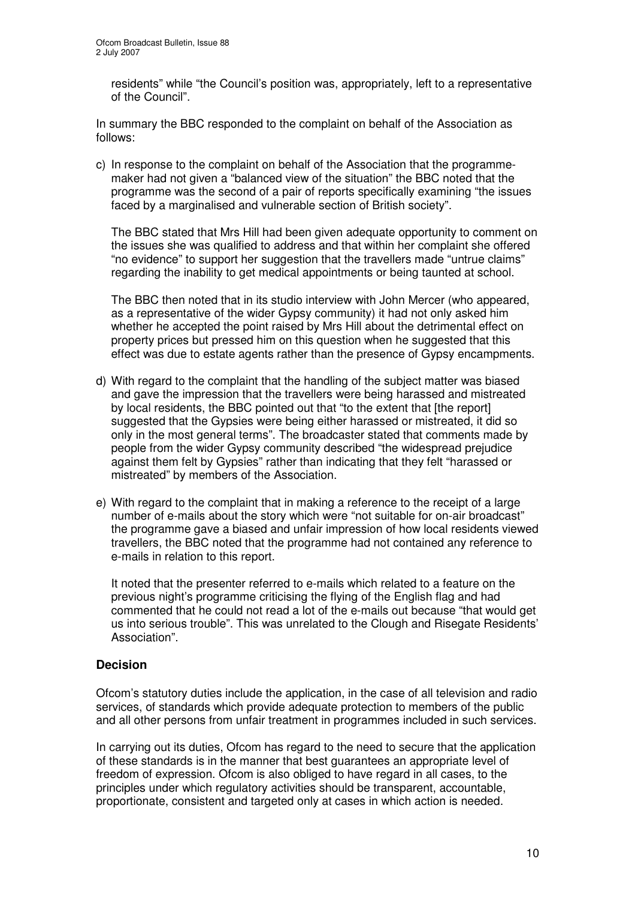residents" while "the Council's position was, appropriately, left to a representative of the Council".

In summary the BBC responded to the complaint on behalf of the Association as follows:

c) In response to the complaint on behalf of the Association that the programme-maker had not given a "balanced view of the situation" the BBC noted that the programme was the second of a pair of reports specifically examining "the issues faced by a marginalised and vulnerable section of British society".

   The BBC stated that Mrs Hill had been given adequate opportunity to comment on the issues she was qualified to address and that within her complaint she offered "no evidence" to support her suggestion that the travellers made "untrue claims" regarding the inability to get medical appointments or being taunted at school.

   The BBC then noted that in its studio interview with John Mercer (who appeared, as a representative of the wider Gypsy community) it had not only asked him whether he accepted the point raised by Mrs Hill about the detrimental effect on property prices but pressed him on this question when he suggested that this effect was due to estate agents rather than the presence of Gypsy encampments.

d) With regard to the complaint that the handling of the subject matter was biased and gave the impression that the travellers were being harassed and mistreated by local residents, the BBC pointed out that "to the extent that [the report] suggested that the Gypsies were being either harassed or mistreated, it did so only in the most general terms". The broadcaster stated that comments made by people from the wider Gypsy community described "the widespread prejudice against them felt by Gypsies" rather than indicating that they felt "harassed or mistreated" by members of the Association.

e) With regard to the complaint that in making a reference to the receipt of a large number of e-mails about the story which were "not suitable for on-air broadcast" the programme gave a biased and unfair impression of how local residents viewed travellers, the BBC noted that the programme had not contained any reference to e-mails in relation to this report.

   It noted that the presenter referred to e-mails which related to a feature on the previous night's programme criticising the flying of the English flag and had commented that he could not read a lot of the e-mails out because "that would get us into serious trouble". This was unrelated to the Clough and Risegate Residents' Association".

## Decision

Ofcom's statutory duties include the application, in the case of all television and radio services, of standards which provide adequate protection to members of the public and all other persons from unfair treatment in programmes included in such services.

In carrying out its duties, Ofcom has regard to the need to secure that the application of these standards is in the manner that best guarantees an appropriate level of freedom of expression. Ofcom is also obliged to have regard in all cases, to the principles under which regulatory activities should be transparent, accountable, proportionate, consistent and targeted only at cases in which action is needed.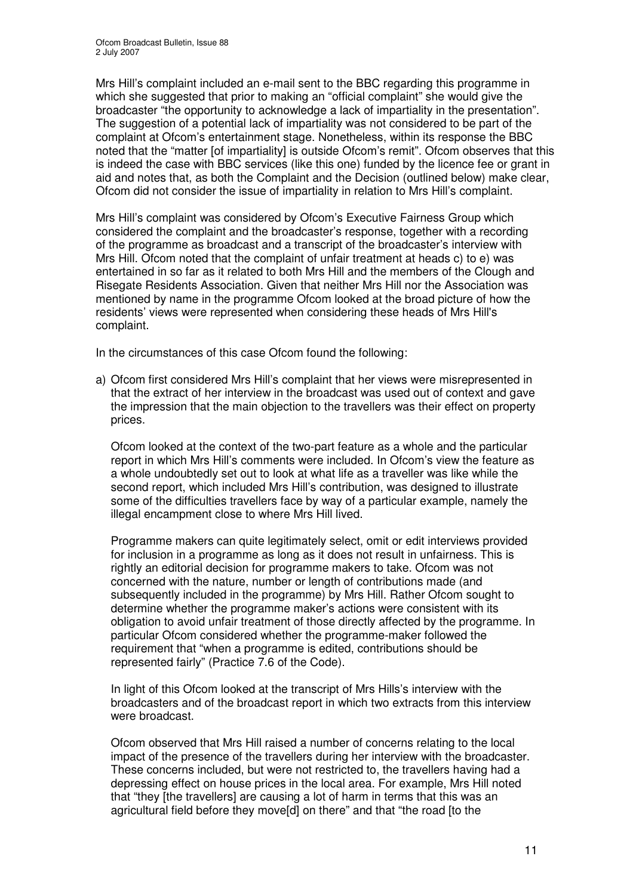Mrs Hill's complaint included an e-mail sent to the BBC regarding this programme in which she suggested that prior to making an "official complaint" she would give the broadcaster "the opportunity to acknowledge a lack of impartiality in the presentation". The suggestion of a potential lack of impartiality was not considered to be part of the complaint at Ofcom's entertainment stage. Nonetheless, within its response the BBC noted that the "matter [of impartiality] is outside Ofcom's remit". Ofcom observes that this is indeed the case with BBC services (like this one) funded by the licence fee or grant in aid and notes that, as both the Complaint and the Decision (outlined below) make clear, Ofcom did not consider the issue of impartiality in relation to Mrs Hill's complaint.

Mrs Hill's complaint was considered by Ofcom's Executive Fairness Group which considered the complaint and the broadcaster's response, together with a recording of the programme as broadcast and a transcript of the broadcaster's interview with Mrs Hill. Ofcom noted that the complaint of unfair treatment at heads c) to e) was entertained in so far as it related to both Mrs Hill and the members of the Clough and Risegate Residents Association. Given that neither Mrs Hill nor the Association was mentioned by name in the programme Ofcom looked at the broad picture of how the residents' views were represented when considering these heads of Mrs Hill's complaint.

In the circumstances of this case Ofcom found the following:

a) Ofcom first considered Mrs Hill's complaint that her views were misrepresented in that the extract of her interview in the broadcast was used out of context and gave the impression that the main objection to the travellers was their effect on property prices.

   Ofcom looked at the context of the two-part feature as a whole and the particular report in which Mrs Hill's comments were included. In Ofcom's view the feature as a whole undoubtedly set out to look at what life as a traveller was like while the second report, which included Mrs Hill's contribution, was designed to illustrate some of the difficulties travellers face by way of a particular example, namely the illegal encampment close to where Mrs Hill lived.

   Programme makers can quite legitimately select, omit or edit interviews provided for inclusion in a programme as long as it does not result in unfairness. This is rightly an editorial decision for programme makers to take. Ofcom was not concerned with the nature, number or length of contributions made (and subsequently included in the programme) by Mrs Hill. Rather Ofcom sought to determine whether the programme maker's actions were consistent with its obligation to avoid unfair treatment of those directly affected by the programme. In particular Ofcom considered whether the programme-maker followed the requirement that "when a programme is edited, contributions should be represented fairly" (Practice 7.6 of the Code).

   In light of this Ofcom looked at the transcript of Mrs Hills's interview with the broadcasters and of the broadcast report in which two extracts from this interview were broadcast.

   Ofcom observed that Mrs Hill raised a number of concerns relating to the local impact of the presence of the travellers during her interview with the broadcaster. These concerns included, but were not restricted to, the travellers having had a depressing effect on house prices in the local area. For example, Mrs Hill noted that "they [the travellers] are causing a lot of harm in terms that this was an agricultural field before they move[d] on there" and that "the road [to the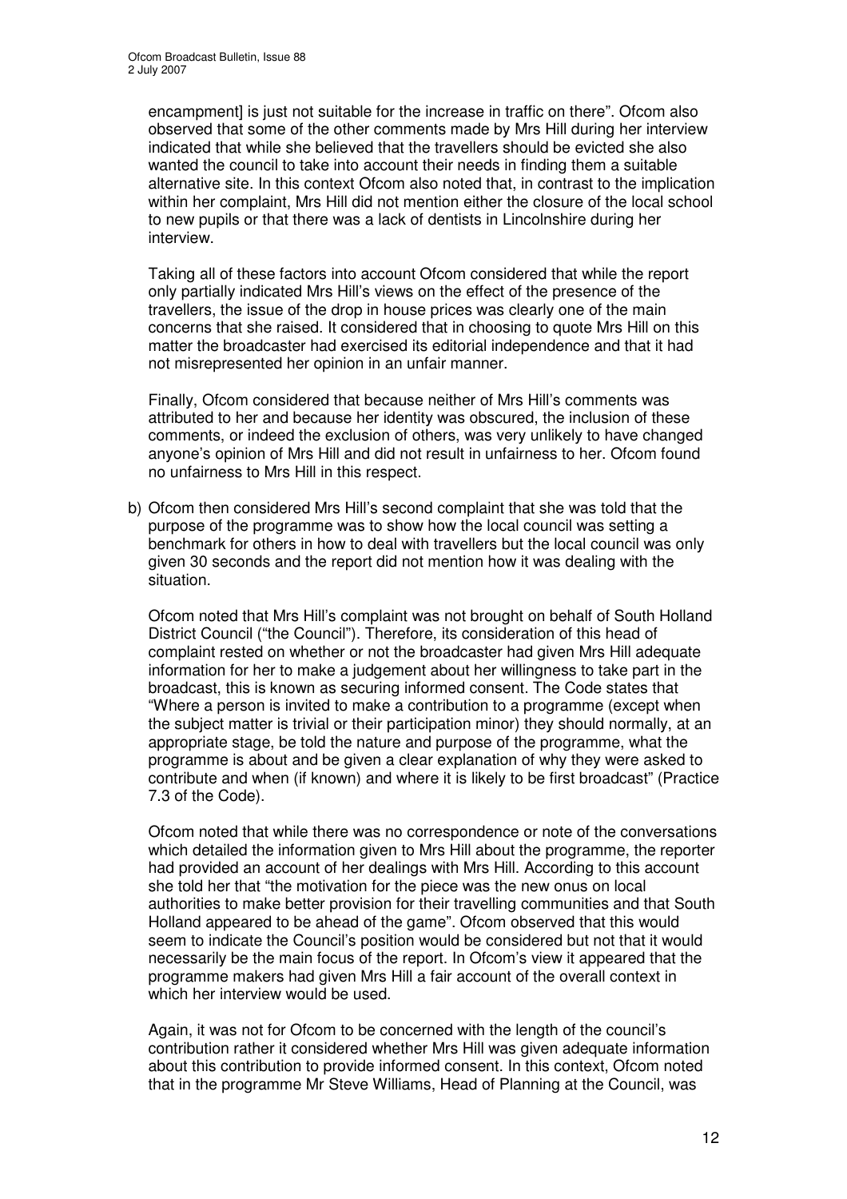encampment] is just not suitable for the increase in traffic on there". Ofcom also observed that some of the other comments made by Mrs Hill during her interview indicated that while she believed that the travellers should be evicted she also wanted the council to take into account their needs in finding them a suitable alternative site. In this context Ofcom also noted that, in contrast to the implication within her complaint, Mrs Hill did not mention either the closure of the local school to new pupils or that there was a lack of dentists in Lincolnshire during her interview.

Taking all of these factors into account Ofcom considered that while the report only partially indicated Mrs Hill's views on the effect of the presence of the travellers, the issue of the drop in house prices was clearly one of the main concerns that she raised. It considered that in choosing to quote Mrs Hill on this matter the broadcaster had exercised its editorial independence and that it had not misrepresented her opinion in an unfair manner.

Finally, Ofcom considered that because neither of Mrs Hill's comments was attributed to her and because her identity was obscured, the inclusion of these comments, or indeed the exclusion of others, was very unlikely to have changed anyone's opinion of Mrs Hill and did not result in unfairness to her. Ofcom found no unfairness to Mrs Hill in this respect.

b) Ofcom then considered Mrs Hill's second complaint that she was told that the purpose of the programme was to show how the local council was setting a benchmark for others in how to deal with travellers but the local council was only given 30 seconds and the report did not mention how it was dealing with the situation.

   Ofcom noted that Mrs Hill's complaint was not brought on behalf of South Holland District Council ("the Council"). Therefore, its consideration of this head of complaint rested on whether or not the broadcaster had given Mrs Hill adequate information for her to make a judgement about her willingness to take part in the broadcast, this is known as securing informed consent. The Code states that "Where a person is invited to make a contribution to a programme (except when the subject matter is trivial or their participation minor) they should normally, at an appropriate stage, be told the nature and purpose of the programme, what the programme is about and be given a clear explanation of why they were asked to contribute and when (if known) and where it is likely to be first broadcast" (Practice 7.3 of the Code).

   Ofcom noted that while there was no correspondence or note of the conversations which detailed the information given to Mrs Hill about the programme, the reporter had provided an account of her dealings with Mrs Hill. According to this account she told her that "the motivation for the piece was the new onus on local authorities to make better provision for their travelling communities and that South Holland appeared to be ahead of the game". Ofcom observed that this would seem to indicate the Council's position would be considered but not that it would necessarily be the main focus of the report. In Ofcom's view it appeared that the programme makers had given Mrs Hill a fair account of the overall context in which her interview would be used.

   Again, it was not for Ofcom to be concerned with the length of the council's contribution rather it considered whether Mrs Hill was given adequate information about this contribution to provide informed consent. In this context, Ofcom noted that in the programme Mr Steve Williams, Head of Planning at the Council, was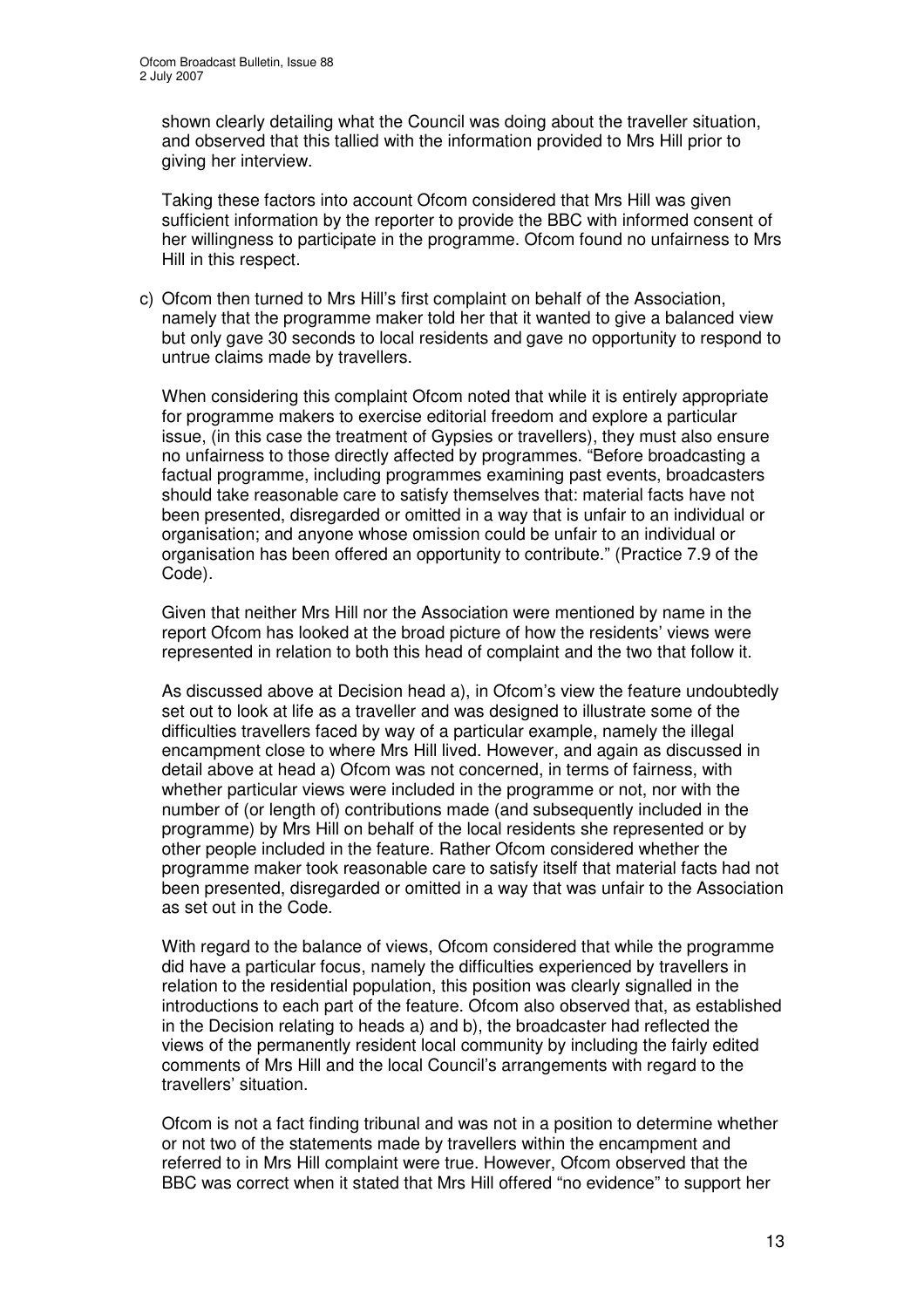shown clearly detailing what the Council was doing about the traveller situation, and observed that this tallied with the information provided to Mrs Hill prior to giving her interview.

Taking these factors into account Ofcom considered that Mrs Hill was given sufficient information by the reporter to provide the BBC with informed consent of her willingness to participate in the programme. Ofcom found no unfairness to Mrs Hill in this respect.

c) Ofcom then turned to Mrs Hill's first complaint on behalf of the Association, namely that the programme maker told her that it wanted to give a balanced view but only gave 30 seconds to local residents and gave no opportunity to respond to untrue claims made by travellers.

When considering this complaint Ofcom noted that while it is entirely appropriate for programme makers to exercise editorial freedom and explore a particular issue, (in this case the treatment of Gypsies or travellers), they must also ensure no unfairness to those directly affected by programmes. "Before broadcasting a factual programme, including programmes examining past events, broadcasters should take reasonable care to satisfy themselves that: material facts have not been presented, disregarded or omitted in a way that is unfair to an individual or organisation; and anyone whose omission could be unfair to an individual or organisation has been offered an opportunity to contribute." (Practice 7.9 of the Code).

Given that neither Mrs Hill nor the Association were mentioned by name in the report Ofcom has looked at the broad picture of how the residents' views were represented in relation to both this head of complaint and the two that follow it.

As discussed above at Decision head a), in Ofcom's view the feature undoubtedly set out to look at life as a traveller and was designed to illustrate some of the difficulties travellers faced by way of a particular example, namely the illegal encampment close to where Mrs Hill lived. However, and again as discussed in detail above at head a) Ofcom was not concerned, in terms of fairness, with whether particular views were included in the programme or not, nor with the number of (or length of) contributions made (and subsequently included in the programme) by Mrs Hill on behalf of the local residents she represented or by other people included in the feature. Rather Ofcom considered whether the programme maker took reasonable care to satisfy itself that material facts had not been presented, disregarded or omitted in a way that was unfair to the Association as set out in the Code.

With regard to the balance of views, Ofcom considered that while the programme did have a particular focus, namely the difficulties experienced by travellers in relation to the residential population, this position was clearly signalled in the introductions to each part of the feature. Ofcom also observed that, as established in the Decision relating to heads a) and b), the broadcaster had reflected the views of the permanently resident local community by including the fairly edited comments of Mrs Hill and the local Council's arrangements with regard to the travellers' situation.

Ofcom is not a fact finding tribunal and was not in a position to determine whether or not two of the statements made by travellers within the encampment and referred to in Mrs Hill complaint were true. However, Ofcom observed that the BBC was correct when it stated that Mrs Hill offered "no evidence" to support her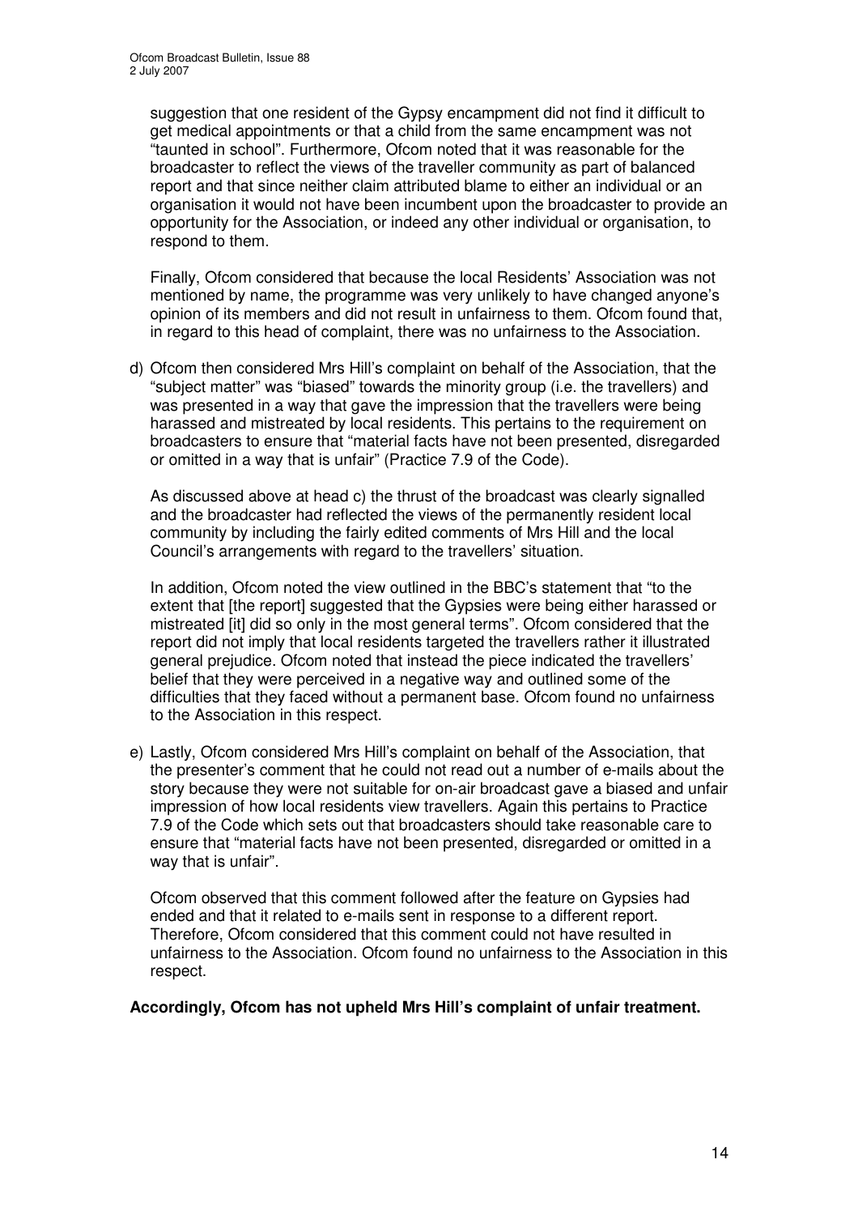suggestion that one resident of the Gypsy encampment did not find it difficult to get medical appointments or that a child from the same encampment was not "taunted in school". Furthermore, Ofcom noted that it was reasonable for the broadcaster to reflect the views of the traveller community as part of balanced report and that since neither claim attributed blame to either an individual or an organisation it would not have been incumbent upon the broadcaster to provide an opportunity for the Association, or indeed any other individual or organisation, to respond to them.

Finally, Ofcom considered that because the local Residents' Association was not mentioned by name, the programme was very unlikely to have changed anyone's opinion of its members and did not result in unfairness to them. Ofcom found that, in regard to this head of complaint, there was no unfairness to the Association.

d) Ofcom then considered Mrs Hill's complaint on behalf of the Association, that the "subject matter" was "biased" towards the minority group (i.e. the travellers) and was presented in a way that gave the impression that the travellers were being harassed and mistreated by local residents. This pertains to the requirement on broadcasters to ensure that "material facts have not been presented, disregarded or omitted in a way that is unfair" (Practice 7.9 of the Code).

   As discussed above at head c) the thrust of the broadcast was clearly signalled and the broadcaster had reflected the views of the permanently resident local community by including the fairly edited comments of Mrs Hill and the local Council's arrangements with regard to the travellers' situation.

   In addition, Ofcom noted the view outlined in the BBC's statement that "to the extent that [the report] suggested that the Gypsies were being either harassed or mistreated [it] did so only in the most general terms". Ofcom considered that the report did not imply that local residents targeted the travellers rather it illustrated general prejudice. Ofcom noted that instead the piece indicated the travellers' belief that they were perceived in a negative way and outlined some of the difficulties that they faced without a permanent base. Ofcom found no unfairness to the Association in this respect.

e) Lastly, Ofcom considered Mrs Hill's complaint on behalf of the Association, that the presenter's comment that he could not read out a number of e-mails about the story because they were not suitable for on-air broadcast gave a biased and unfair impression of how local residents view travellers. Again this pertains to Practice 7.9 of the Code which sets out that broadcasters should take reasonable care to ensure that "material facts have not been presented, disregarded or omitted in a way that is unfair".

   Ofcom observed that this comment followed after the feature on Gypsies had ended and that it related to e-mails sent in response to a different report. Therefore, Ofcom considered that this comment could not have resulted in unfairness to the Association. Ofcom found no unfairness to the Association in this respect.

**Accordingly, Ofcom has not upheld Mrs Hill's complaint of unfair treatment.**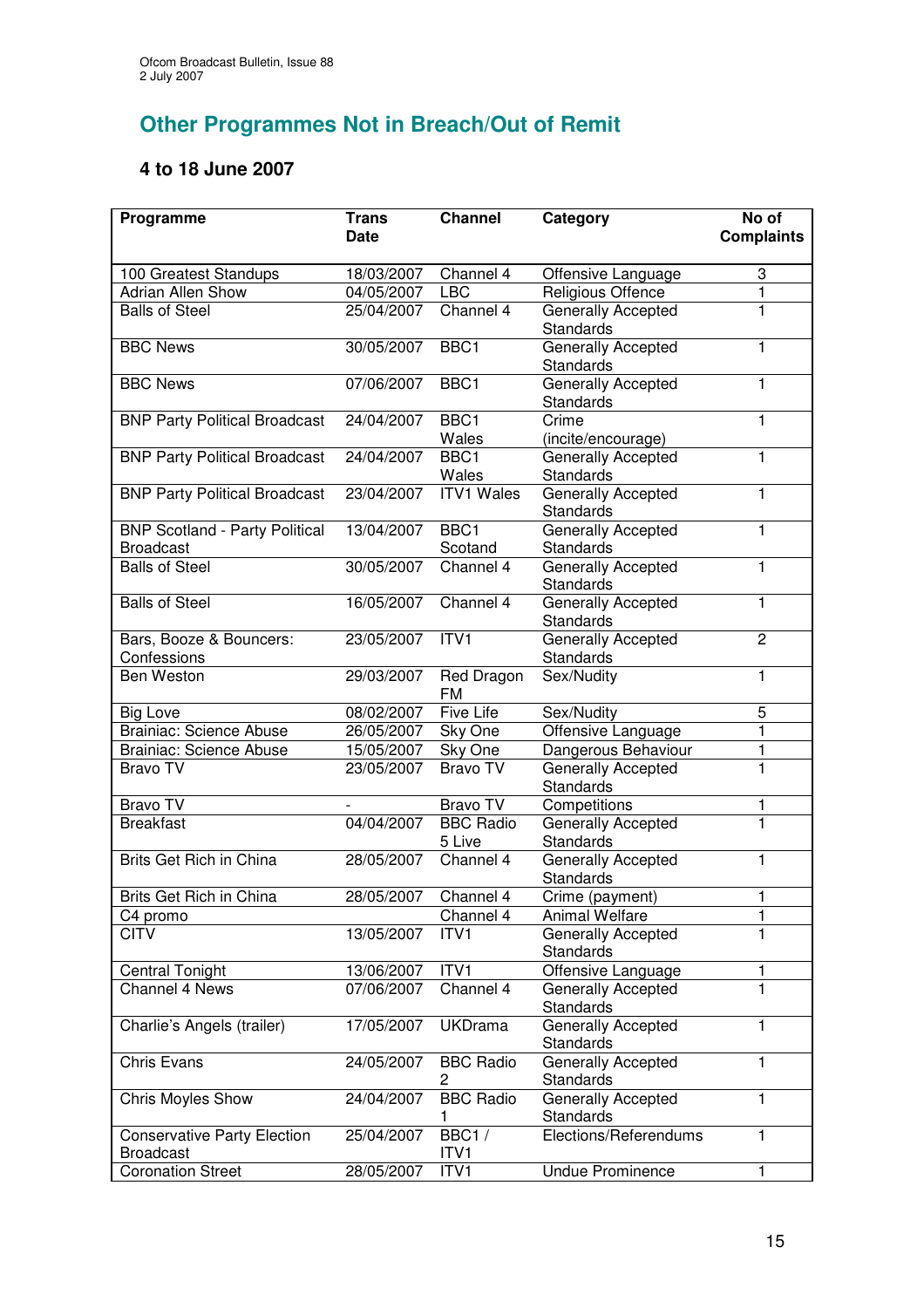# Other Programmes Not in Breach/Out of Remit

## 4 to 18 June 2007

| Programme | Trans Date | Channel | Category | No of Complaints |
|---|---|---|---|---|
| 100 Greatest Standups | 18/03/2007 | Channel 4 | Offensive Language | 3 |
| Adrian Allen Show | 04/05/2007 | LBC | Religious Offence | 1 |
| Balls of Steel | 25/04/2007 | Channel 4 | Generally Accepted Standards | 1 |
| BBC News | 30/05/2007 | BBC1 | Generally Accepted Standards | 1 |
| BBC News | 07/06/2007 | BBC1 | Generally Accepted Standards | 1 |
| BNP Party Political Broadcast | 24/04/2007 | BBC1 Wales | Crime (incite/encourage) | 1 |
| BNP Party Political Broadcast | 24/04/2007 | BBC1 Wales | Generally Accepted Standards | 1 |
| BNP Party Political Broadcast | 23/04/2007 | ITV1 Wales | Generally Accepted Standards | 1 |
| BNP Scotland - Party Political Broadcast | 13/04/2007 | BBC1 Scotand | Generally Accepted Standards | 1 |
| Balls of Steel | 30/05/2007 | Channel 4 | Generally Accepted Standards | 1 |
| Balls of Steel | 16/05/2007 | Channel 4 | Generally Accepted Standards | 1 |
| Bars, Booze & Bouncers: Confessions | 23/05/2007 | ITV1 | Generally Accepted Standards | 2 |
| Ben Weston | 29/03/2007 | Red Dragon FM | Sex/Nudity | 1 |
| Big Love | 08/02/2007 | Five Life | Sex/Nudity | 5 |
| Brainiac: Science Abuse | 26/05/2007 | Sky One | Offensive Language | 1 |
| Brainiac: Science Abuse | 15/05/2007 | Sky One | Dangerous Behaviour | 1 |
| Bravo TV | 23/05/2007 | Bravo TV | Generally Accepted Standards | 1 |
| Bravo TV | - | Bravo TV | Competitions | 1 |
| Breakfast | 04/04/2007 | BBC Radio 5 Live | Generally Accepted Standards | 1 |
| Brits Get Rich in China | 28/05/2007 | Channel 4 | Generally Accepted Standards | 1 |
| Brits Get Rich in China | 28/05/2007 | Channel 4 | Crime (payment) | 1 |
| C4 promo | | Channel 4 | Animal Welfare | 1 |
| CITV | 13/05/2007 | ITV1 | Generally Accepted Standards | 1 |
| Central Tonight | 13/06/2007 | ITV1 | Offensive Language | 1 |
| Channel 4 News | 07/06/2007 | Channel 4 | Generally Accepted Standards | 1 |
| Charlie's Angels (trailer) | 17/05/2007 | UKDrama | Generally Accepted Standards | 1 |
| Chris Evans | 24/05/2007 | BBC Radio 2 | Generally Accepted Standards | 1 |
| Chris Moyles Show | 24/04/2007 | BBC Radio 1 | Generally Accepted Standards | 1 |
| Conservative Party Election Broadcast | 25/04/2007 | BBC1 / ITV1 | Elections/Referendums | 1 |
| Coronation Street | 28/05/2007 | ITV1 | Undue Prominence | 1 |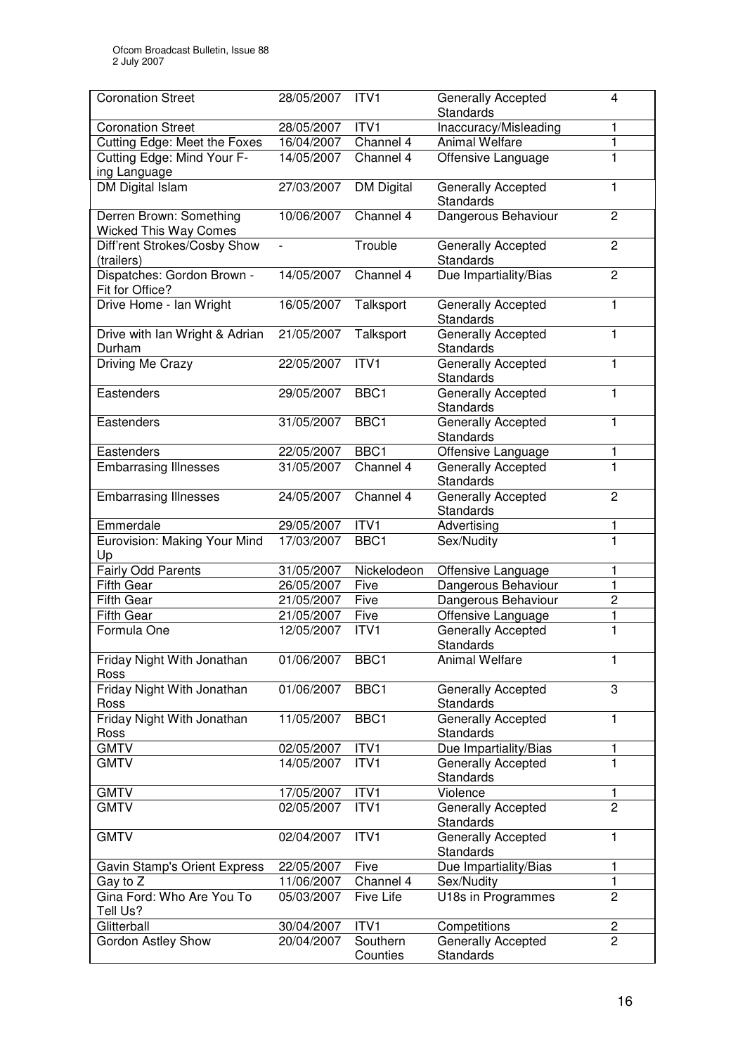| Coronation Street | 28/05/2007 | ITV1 | Generally Accepted Standards | 4 |
|---|---|---|---|---|
| Coronation Street | 28/05/2007 | ITV1 | Inaccuracy/Misleading | 1 |
| Cutting Edge: Meet the Foxes | 16/04/2007 | Channel 4 | Animal Welfare | 1 |
| Cutting Edge: Mind Your F-ing Language | 14/05/2007 | Channel 4 | Offensive Language | 1 |
| DM Digital Islam | 27/03/2007 | DM Digital | Generally Accepted Standards | 1 |
| Derren Brown: Something Wicked This Way Comes | 10/06/2007 | Channel 4 | Dangerous Behaviour | 2 |
| Diff'rent Strokes/Cosby Show (trailers) | - | Trouble | Generally Accepted Standards | 2 |
| Dispatches: Gordon Brown - Fit for Office? | 14/05/2007 | Channel 4 | Due Impartiality/Bias | 2 |
| Drive Home - Ian Wright | 16/05/2007 | Talksport | Generally Accepted Standards | 1 |
| Drive with Ian Wright & Adrian Durham | 21/05/2007 | Talksport | Generally Accepted Standards | 1 |
| Driving Me Crazy | 22/05/2007 | ITV1 | Generally Accepted Standards | 1 |
| Eastenders | 29/05/2007 | BBC1 | Generally Accepted Standards | 1 |
| Eastenders | 31/05/2007 | BBC1 | Generally Accepted Standards | 1 |
| Eastenders | 22/05/2007 | BBC1 | Offensive Language | 1 |
| Embarrasing Illnesses | 31/05/2007 | Channel 4 | Generally Accepted Standards | 1 |
| Embarrasing Illnesses | 24/05/2007 | Channel 4 | Generally Accepted Standards | 2 |
| Emmerdale | 29/05/2007 | ITV1 | Advertising | 1 |
| Eurovision: Making Your Mind Up | 17/03/2007 | BBC1 | Sex/Nudity | 1 |
| Fairly Odd Parents | 31/05/2007 | Nickelodeon | Offensive Language | 1 |
| Fifth Gear | 26/05/2007 | Five | Dangerous Behaviour | 1 |
| Fifth Gear | 21/05/2007 | Five | Dangerous Behaviour | 2 |
| Fifth Gear | 21/05/2007 | Five | Offensive Language | 1 |
| Formula One | 12/05/2007 | ITV1 | Generally Accepted Standards | 1 |
| Friday Night With Jonathan Ross | 01/06/2007 | BBC1 | Animal Welfare | 1 |
| Friday Night With Jonathan Ross | 01/06/2007 | BBC1 | Generally Accepted Standards | 3 |
| Friday Night With Jonathan Ross | 11/05/2007 | BBC1 | Generally Accepted Standards | 1 |
| GMTV | 02/05/2007 | ITV1 | Due Impartiality/Bias | 1 |
| GMTV | 14/05/2007 | ITV1 | Generally Accepted Standards | 1 |
| GMTV | 17/05/2007 | ITV1 | Violence | 1 |
| GMTV | 02/05/2007 | ITV1 | Generally Accepted Standards | 2 |
| GMTV | 02/04/2007 | ITV1 | Generally Accepted Standards | 1 |
| Gavin Stamp's Orient Express | 22/05/2007 | Five | Due Impartiality/Bias | 1 |
| Gay to Z | 11/06/2007 | Channel 4 | Sex/Nudity | 1 |
| Gina Ford: Who Are You To Tell Us? | 05/03/2007 | Five Life | U18s in Programmes | 2 |
| Glitterball | 30/04/2007 | ITV1 | Competitions | 2 |
| Gordon Astley Show | 20/04/2007 | Southern Counties | Generally Accepted Standards | 2 |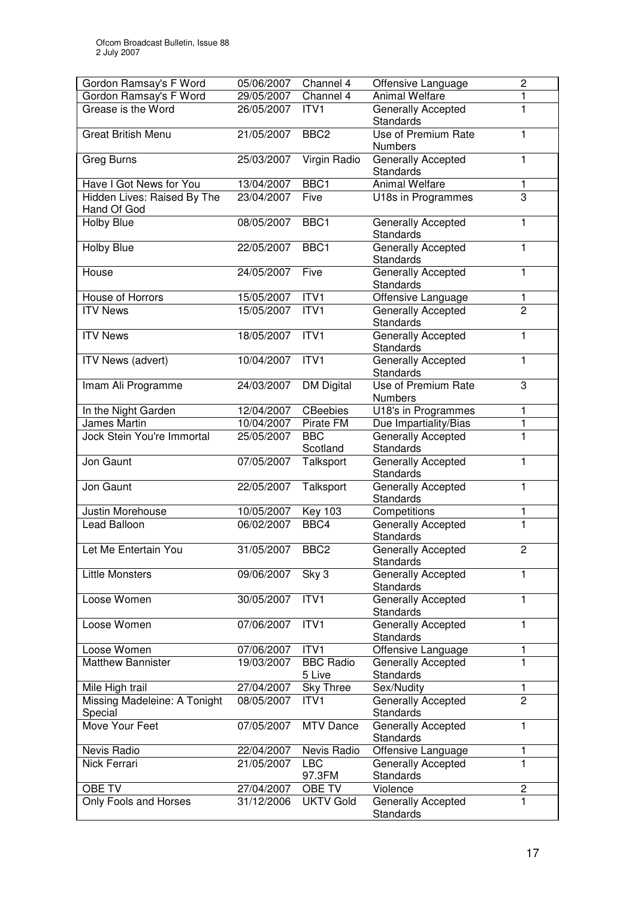| | | | | |
|---|---|---|---|---|
| Gordon Ramsay's F Word | 05/06/2007 | Channel 4 | Offensive Language | 2 |
| Gordon Ramsay's F Word | 29/05/2007 | Channel 4 | Animal Welfare | 1 |
| Grease is the Word | 26/05/2007 | ITV1 | Generally Accepted Standards | 1 |
| Great British Menu | 21/05/2007 | BBC2 | Use of Premium Rate Numbers | 1 |
| Greg Burns | 25/03/2007 | Virgin Radio | Generally Accepted Standards | 1 |
| Have I Got News for You | 13/04/2007 | BBC1 | Animal Welfare | 1 |
| Hidden Lives: Raised By The Hand Of God | 23/04/2007 | Five | U18s in Programmes | 3 |
| Holby Blue | 08/05/2007 | BBC1 | Generally Accepted Standards | 1 |
| Holby Blue | 22/05/2007 | BBC1 | Generally Accepted Standards | 1 |
| House | 24/05/2007 | Five | Generally Accepted Standards | 1 |
| House of Horrors | 15/05/2007 | ITV1 | Offensive Language | 1 |
| ITV News | 15/05/2007 | ITV1 | Generally Accepted Standards | 2 |
| ITV News | 18/05/2007 | ITV1 | Generally Accepted Standards | 1 |
| ITV News (advert) | 10/04/2007 | ITV1 | Generally Accepted Standards | 1 |
| Imam Ali Programme | 24/03/2007 | DM Digital | Use of Premium Rate Numbers | 3 |
| In the Night Garden | 12/04/2007 | CBeebies | U18's in Programmes | 1 |
| James Martin | 10/04/2007 | Pirate FM | Due Impartiality/Bias | 1 |
| Jock Stein You're Immortal | 25/05/2007 | BBC Scotland | Generally Accepted Standards | 1 |
| Jon Gaunt | 07/05/2007 | Talksport | Generally Accepted Standards | 1 |
| Jon Gaunt | 22/05/2007 | Talksport | Generally Accepted Standards | 1 |
| Justin Morehouse | 10/05/2007 | Key 103 | Competitions | 1 |
| Lead Balloon | 06/02/2007 | BBC4 | Generally Accepted Standards | 1 |
| Let Me Entertain You | 31/05/2007 | BBC2 | Generally Accepted Standards | 2 |
| Little Monsters | 09/06/2007 | Sky 3 | Generally Accepted Standards | 1 |
| Loose Women | 30/05/2007 | ITV1 | Generally Accepted Standards | 1 |
| Loose Women | 07/06/2007 | ITV1 | Generally Accepted Standards | 1 |
| Loose Women | 07/06/2007 | ITV1 | Offensive Language | 1 |
| Matthew Bannister | 19/03/2007 | BBC Radio 5 Live | Generally Accepted Standards | 1 |
| Mile High trail | 27/04/2007 | Sky Three | Sex/Nudity | 1 |
| Missing Madeleine: A Tonight Special | 08/05/2007 | ITV1 | Generally Accepted Standards | 2 |
| Move Your Feet | 07/05/2007 | MTV Dance | Generally Accepted Standards | 1 |
| Nevis Radio | 22/04/2007 | Nevis Radio | Offensive Language | 1 |
| Nick Ferrari | 21/05/2007 | LBC 97.3FM | Generally Accepted Standards | 1 |
| OBE TV | 27/04/2007 | OBE TV | Violence | 2 |
| Only Fools and Horses | 31/12/2006 | UKTV Gold | Generally Accepted Standards | 1 |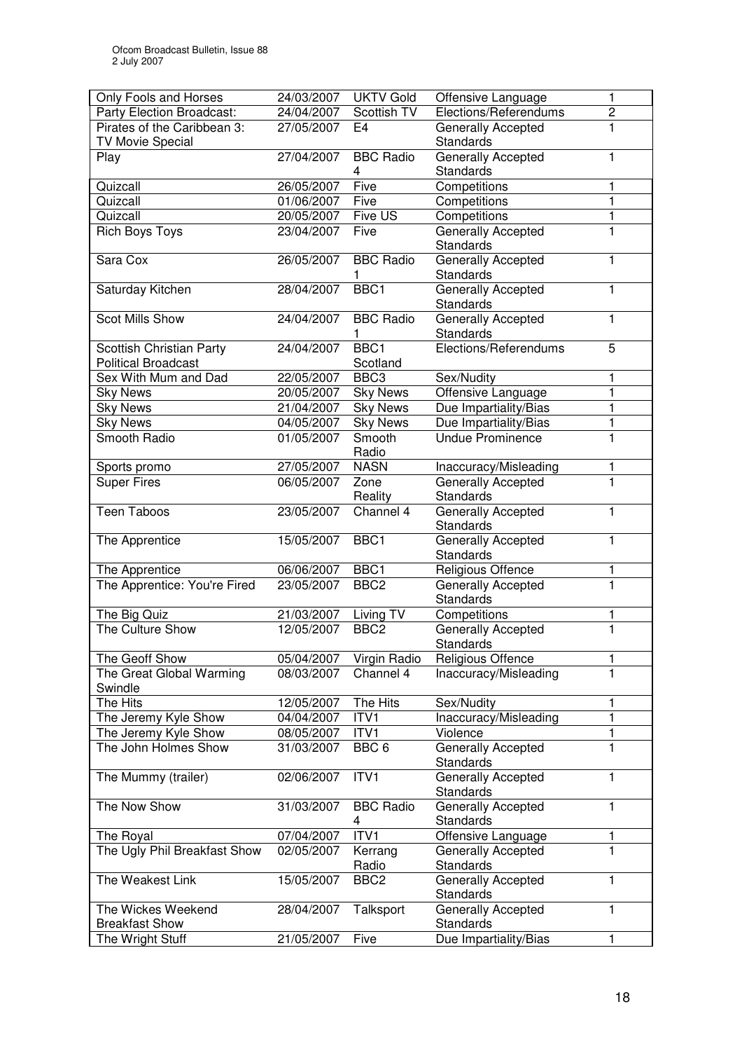| Only Fools and Horses | 24/03/2007 | UKTV Gold | Offensive Language | 1 |
|---|---|---|---|---|
| Party Election Broadcast: | 24/04/2007 | Scottish TV | Elections/Referendums | 2 |
| Pirates of the Caribbean 3: TV Movie Special | 27/05/2007 | E4 | Generally Accepted Standards | 1 |
| Play | 27/04/2007 | BBC Radio 4 | Generally Accepted Standards | 1 |
| Quizcall | 26/05/2007 | Five | Competitions | 1 |
| Quizcall | 01/06/2007 | Five | Competitions | 1 |
| Quizcall | 20/05/2007 | Five US | Competitions | 1 |
| Rich Boys Toys | 23/04/2007 | Five | Generally Accepted Standards | 1 |
| Sara Cox | 26/05/2007 | BBC Radio 1 | Generally Accepted Standards | 1 |
| Saturday Kitchen | 28/04/2007 | BBC1 | Generally Accepted Standards | 1 |
| Scot Mills Show | 24/04/2007 | BBC Radio 1 | Generally Accepted Standards | 1 |
| Scottish Christian Party Political Broadcast | 24/04/2007 | BBC1 Scotland | Elections/Referendums | 5 |
| Sex With Mum and Dad | 22/05/2007 | BBC3 | Sex/Nudity | 1 |
| Sky News | 20/05/2007 | Sky News | Offensive Language | 1 |
| Sky News | 21/04/2007 | Sky News | Due Impartiality/Bias | 1 |
| Sky News | 04/05/2007 | Sky News | Due Impartiality/Bias | 1 |
| Smooth Radio | 01/05/2007 | Smooth Radio | Undue Prominence | 1 |
| Sports promo | 27/05/2007 | NASN | Inaccuracy/Misleading | 1 |
| Super Fires | 06/05/2007 | Zone Reality | Generally Accepted Standards | 1 |
| Teen Taboos | 23/05/2007 | Channel 4 | Generally Accepted Standards | 1 |
| The Apprentice | 15/05/2007 | BBC1 | Generally Accepted Standards | 1 |
| The Apprentice | 06/06/2007 | BBC1 | Religious Offence | 1 |
| The Apprentice: You're Fired | 23/05/2007 | BBC2 | Generally Accepted Standards | 1 |
| The Big Quiz | 21/03/2007 | Living TV | Competitions | 1 |
| The Culture Show | 12/05/2007 | BBC2 | Generally Accepted Standards | 1 |
| The Geoff Show | 05/04/2007 | Virgin Radio | Religious Offence | 1 |
| The Great Global Warming Swindle | 08/03/2007 | Channel 4 | Inaccuracy/Misleading | 1 |
| The Hits | 12/05/2007 | The Hits | Sex/Nudity | 1 |
| The Jeremy Kyle Show | 04/04/2007 | ITV1 | Inaccuracy/Misleading | 1 |
| The Jeremy Kyle Show | 08/05/2007 | ITV1 | Violence | 1 |
| The John Holmes Show | 31/03/2007 | BBC 6 | Generally Accepted Standards | 1 |
| The Mummy (trailer) | 02/06/2007 | ITV1 | Generally Accepted Standards | 1 |
| The Now Show | 31/03/2007 | BBC Radio 4 | Generally Accepted Standards | 1 |
| The Royal | 07/04/2007 | ITV1 | Offensive Language | 1 |
| The Ugly Phil Breakfast Show | 02/05/2007 | Kerrang Radio | Generally Accepted Standards | 1 |
| The Weakest Link | 15/05/2007 | BBC2 | Generally Accepted Standards | 1 |
| The Wickes Weekend Breakfast Show | 28/04/2007 | Talksport | Generally Accepted Standards | 1 |
| The Wright Stuff | 21/05/2007 | Five | Due Impartiality/Bias | 1 |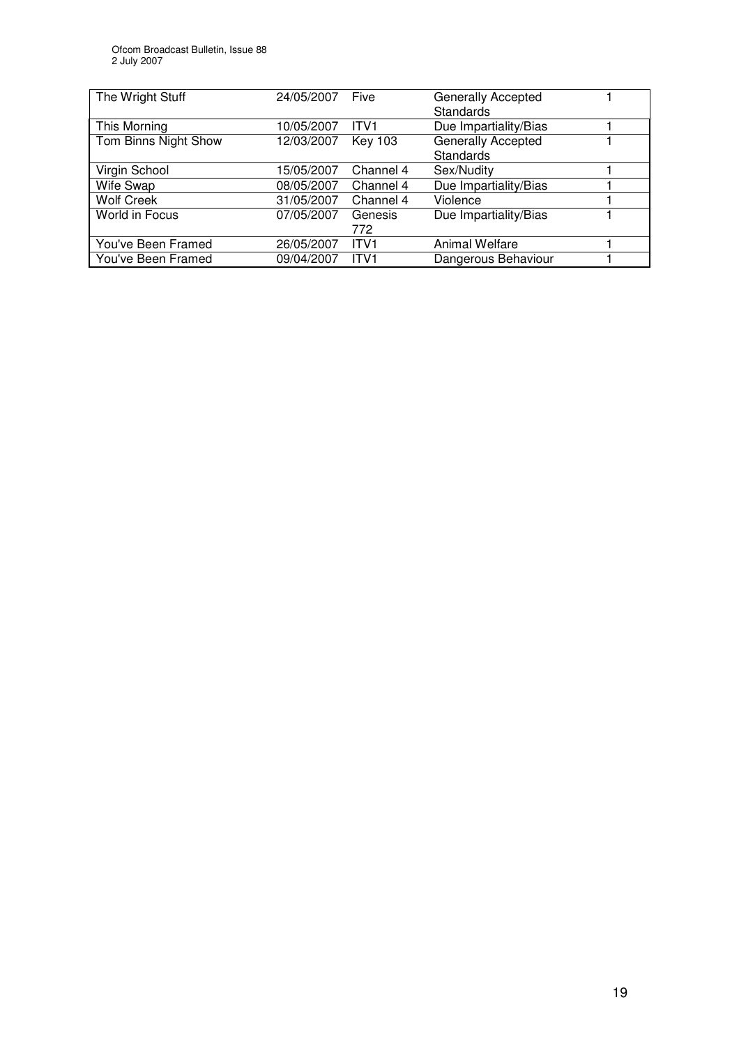| | | | | |
|---|---|---|---|---|
| The Wright Stuff | 24/05/2007 | Five | Generally Accepted Standards | 1 |
| This Morning | 10/05/2007 | ITV1 | Due Impartiality/Bias | 1 |
| Tom Binns Night Show | 12/03/2007 | Key 103 | Generally Accepted Standards | 1 |
| Virgin School | 15/05/2007 | Channel 4 | Sex/Nudity | 1 |
| Wife Swap | 08/05/2007 | Channel 4 | Due Impartiality/Bias | 1 |
| Wolf Creek | 31/05/2007 | Channel 4 | Violence | 1 |
| World in Focus | 07/05/2007 | Genesis 772 | Due Impartiality/Bias | 1 |
| You've Been Framed | 26/05/2007 | ITV1 | Animal Welfare | 1 |
| You've Been Framed | 09/04/2007 | ITV1 | Dangerous Behaviour | 1 |